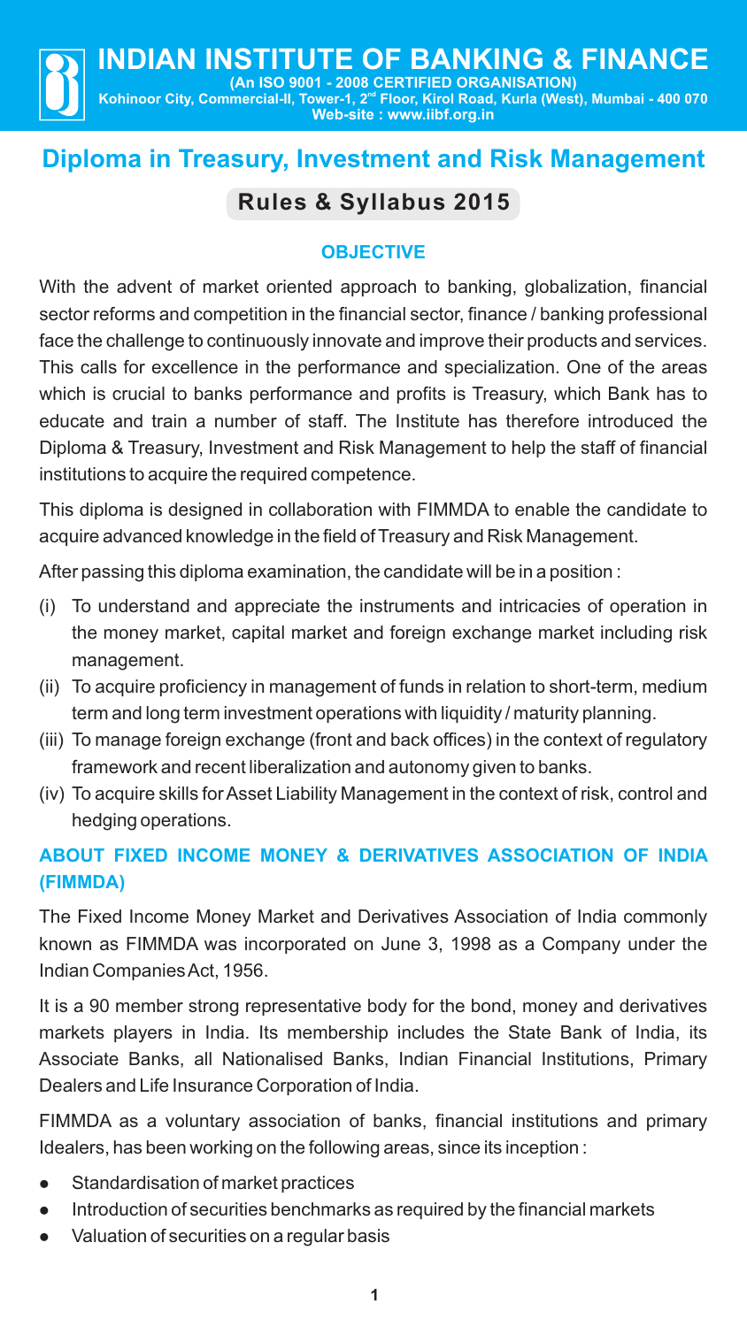# INDIAN INSTITUTE OF BANKING & FINANCE

**(An ISO 9001 - 2008 CERTIFIED ORGANISATION)**

**Kohinoor City, Commercial-II, Tower-1, 2nd Floor, Kirol Road, Kurla (West), Mumbai - 400 070**

**Web-site : www.iibf.org.in**

## Diploma in Treasury, Investment and Risk Management

### Rules & Syllabus 2015

### OBJECTIVE

With the advent of market oriented approach to banking, globalization, financial sector reforms and competition in the financial sector, finance / banking professional face the challenge to continuously innovate and improve their products and services. This calls for excellence in the performance and specialization. One of the areas which is crucial to banks performance and profits is Treasury, which Bank has to educate and train a number of staff. The Institute has therefore introduced the Diploma & Treasury, Investment and Risk Management to help the staff of financial institutions to acquire the required competence.

This diploma is designed in collaboration with FIMMDA to enable the candidate to acquire advanced knowledge in the field of Treasury and Risk Management.

After passing this diploma examination, the candidate will be in a position :

(i) To understand and appreciate the instruments and intricacies of operation in the money market, capital market and foreign exchange market including risk management.

(ii) To acquire proficiency in management of funds in relation to short-term, medium term and long term investment operations with liquidity / maturity planning.

(iii) To manage foreign exchange (front and back offices) in the context of regulatory framework and recent liberalization and autonomy given to banks.

(iv) To acquire skills for Asset Liability Management in the context of risk, control and hedging operations.

### ABOUT FIXED INCOME MONEY & DERIVATIVES ASSOCIATION OF INDIA (FIMMDA)

The Fixed Income Money Market and Derivatives Association of India commonly known as FIMMDA was incorporated on June 3, 1998 as a Company under the Indian Companies Act, 1956.

It is a 90 member strong representative body for the bond, money and derivatives markets players in India. Its membership includes the State Bank of India, its Associate Banks, all Nationalised Banks, Indian Financial Institutions, Primary Dealers and Life Insurance Corporation of India.

FIMMDA as a voluntary association of banks, financial institutions and primary Idealers, has been working on the following areas, since its inception :

- Standardisation of market practices
- Introduction of securities benchmarks as required by the financial markets
- Valuation of securities on a regular basis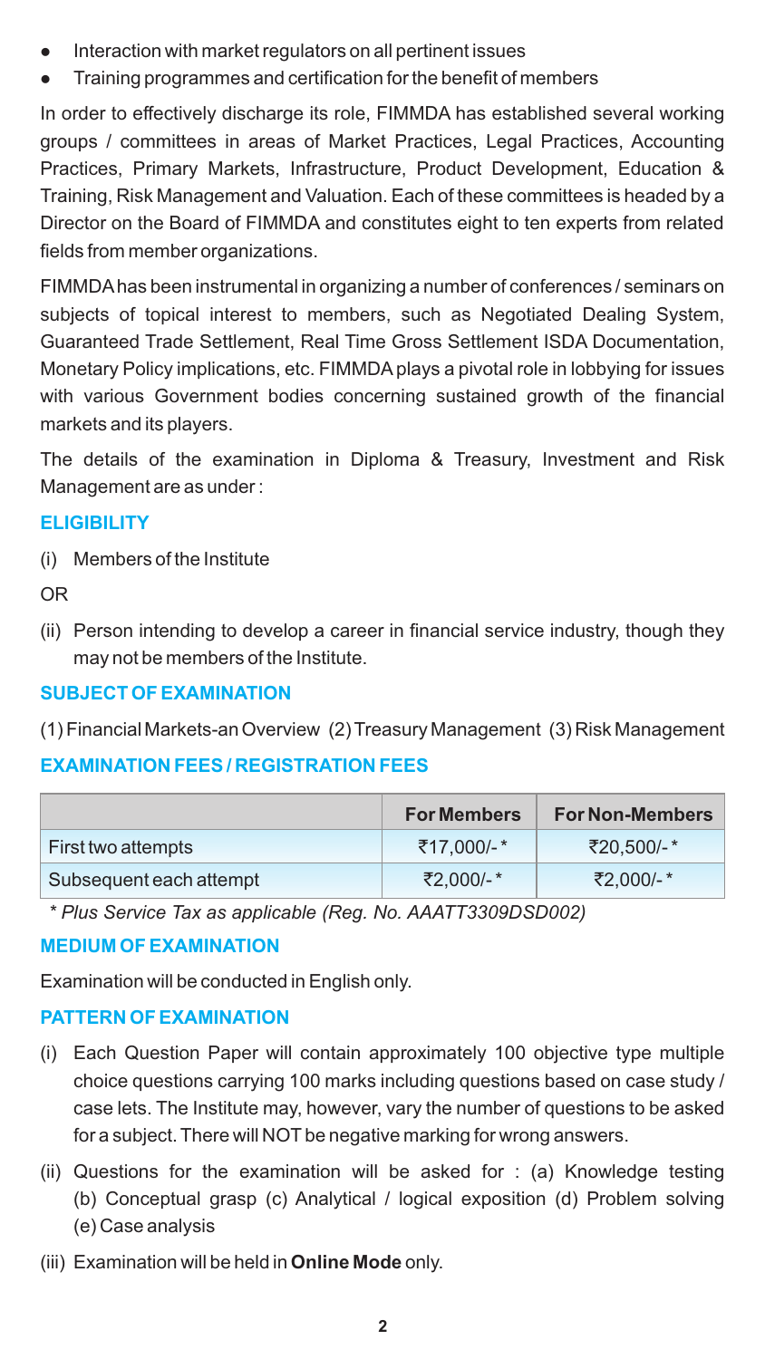- Interaction with market regulators on all pertinent issues
- Training programmes and certification for the benefit of members

In order to effectively discharge its role, FIMMDA has established several working groups / committees in areas of Market Practices, Legal Practices, Accounting Practices, Primary Markets, Infrastructure, Product Development, Education & Training, Risk Management and Valuation. Each of these committees is headed by a Director on the Board of FIMMDA and constitutes eight to ten experts from related fields from member organizations.

FIMMDA has been instrumental in organizing a number of conferences / seminars on subjects of topical interest to members, such as Negotiated Dealing System, Guaranteed Trade Settlement, Real Time Gross Settlement ISDA Documentation, Monetary Policy implications, etc. FIMMDA plays a pivotal role in lobbying for issues with various Government bodies concerning sustained growth of the financial markets and its players.

The details of the examination in Diploma & Treasury, Investment and Risk Management are as under :

## ELIGIBILITY

(i) Members of the Institute

OR

(ii) Person intending to develop a career in financial service industry, though they may not be members of the Institute.

## SUBJECT OF EXAMINATION

(1) Financial Markets-an Overview (2) Treasury Management (3) Risk Management

## EXAMINATION FEES / REGISTRATION FEES

| | For Members | For Non-Members |
|---|---|---|
| First two attempts | ₹17,000/- * | ₹20,500/- * |
| Subsequent each attempt | ₹2,000/- * | ₹2,000/- * |

*\* Plus Service Tax as applicable (Reg. No. AAATT3309DSD002)*

## MEDIUM OF EXAMINATION

Examination will be conducted in English only.

## PATTERN OF EXAMINATION

(i) Each Question Paper will contain approximately 100 objective type multiple choice questions carrying 100 marks including questions based on case study / case lets. The Institute may, however, vary the number of questions to be asked for a subject. There will NOT be negative marking for wrong answers.

(ii) Questions for the examination will be asked for : (a) Knowledge testing (b) Conceptual grasp (c) Analytical / logical exposition (d) Problem solving (e) Case analysis

(iii) Examination will be held in **Online Mode** only.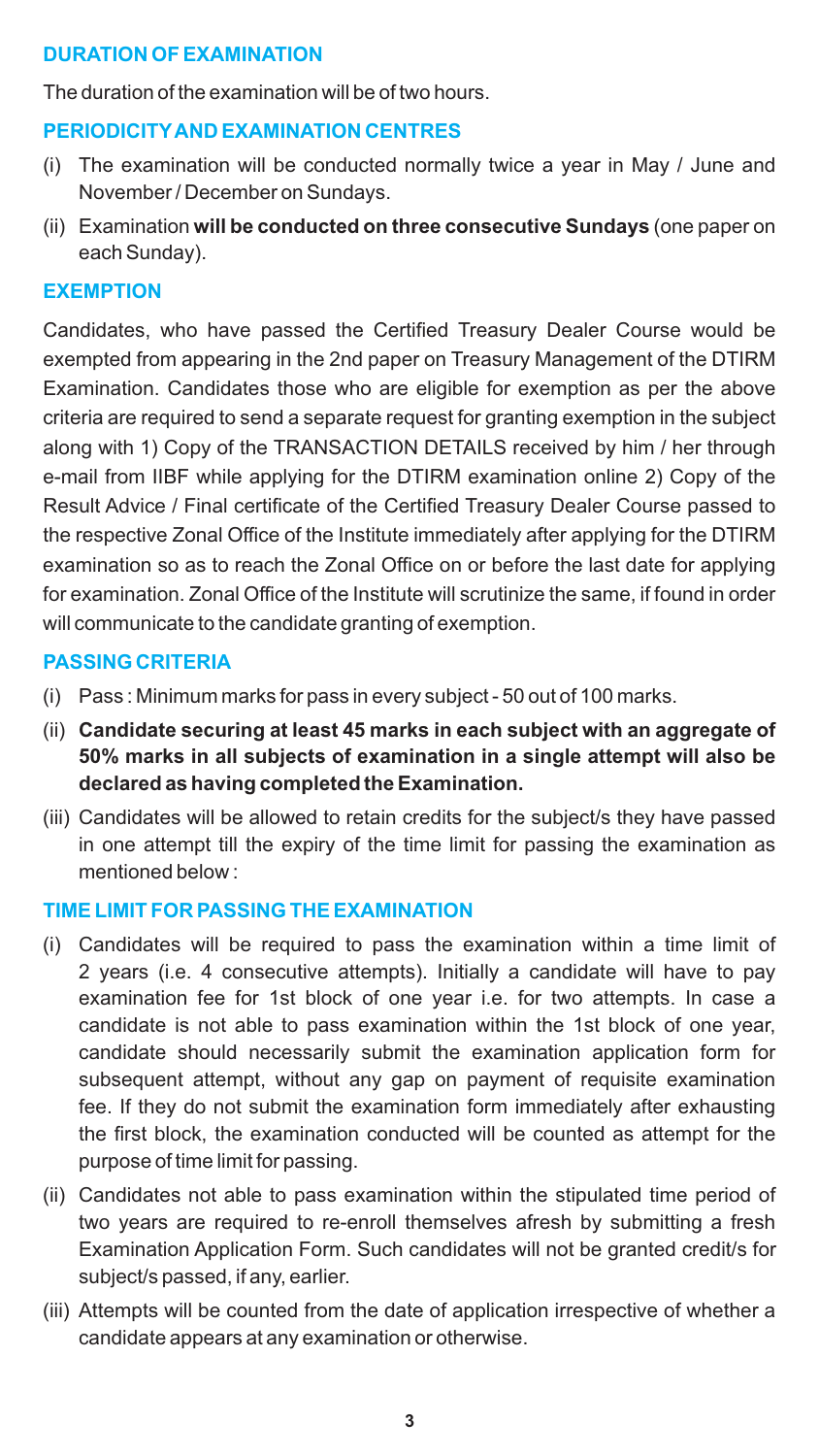## DURATION OF EXAMINATION

The duration of the examination will be of two hours.

## PERIODICITY AND EXAMINATION CENTRES

(i) The examination will be conducted normally twice a year in May / June and November / December on Sundays.

(ii) Examination **will be conducted on three consecutive Sundays** (one paper on each Sunday).

## EXEMPTION

Candidates, who have passed the Certified Treasury Dealer Course would be exempted from appearing in the 2nd paper on Treasury Management of the DTIRM Examination. Candidates those who are eligible for exemption as per the above criteria are required to send a separate request for granting exemption in the subject along with 1) Copy of the TRANSACTION DETAILS received by him / her through e-mail from IIBF while applying for the DTIRM examination online 2) Copy of the Result Advice / Final certificate of the Certified Treasury Dealer Course passed to the respective Zonal Office of the Institute immediately after applying for the DTIRM examination so as to reach the Zonal Office on or before the last date for applying for examination. Zonal Office of the Institute will scrutinize the same, if found in order will communicate to the candidate granting of exemption.

## PASSING CRITERIA

(i) Pass : Minimum marks for pass in every subject - 50 out of 100 marks.

(ii) **Candidate securing at least 45 marks in each subject with an aggregate of 50% marks in all subjects of examination in a single attempt will also be declared as having completed the Examination.**

(iii) Candidates will be allowed to retain credits for the subject/s they have passed in one attempt till the expiry of the time limit for passing the examination as mentioned below :

## TIME LIMIT FOR PASSING THE EXAMINATION

(i) Candidates will be required to pass the examination within a time limit of 2 years (i.e. 4 consecutive attempts). Initially a candidate will have to pay examination fee for 1st block of one year i.e. for two attempts. In case a candidate is not able to pass examination within the 1st block of one year, candidate should necessarily submit the examination application form for subsequent attempt, without any gap on payment of requisite examination fee. If they do not submit the examination form immediately after exhausting the first block, the examination conducted will be counted as attempt for the purpose of time limit for passing.

(ii) Candidates not able to pass examination within the stipulated time period of two years are required to re-enroll themselves afresh by submitting a fresh Examination Application Form. Such candidates will not be granted credit/s for subject/s passed, if any, earlier.

(iii) Attempts will be counted from the date of application irrespective of whether a candidate appears at any examination or otherwise.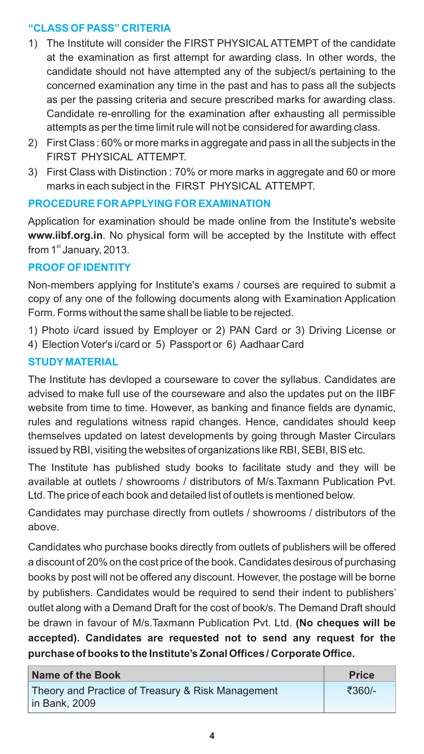## "CLASS OF PASS" CRITERIA

1) The Institute will consider the FIRST PHYSICAL ATTEMPT of the candidate at the examination as first attempt for awarding class. In other words, the candidate should not have attempted any of the subject/s pertaining to the concerned examination any time in the past and has to pass all the subjects as per the passing criteria and secure prescribed marks for awarding class. Candidate re-enrolling for the examination after exhausting all permissible attempts as per the time limit rule will not be considered for awarding class.
2) First Class : 60% or more marks in aggregate and pass in all the subjects in the FIRST PHYSICAL ATTEMPT.
3) First Class with Distinction : 70% or more marks in aggregate and 60 or more marks in each subject in the FIRST PHYSICAL ATTEMPT.

## PROCEDURE FOR APPLYING FOR EXAMINATION

Application for examination should be made online from the Institute's website **www.iibf.org.in**. No physical form will be accepted by the Institute with effect from 1st January, 2013.

## PROOF OF IDENTITY

Non-members applying for Institute's exams / courses are required to submit a copy of any one of the following documents along with Examination Application Form. Forms without the same shall be liable to be rejected.

1) Photo i/card issued by Employer or 2) PAN Card or 3) Driving License or 4) Election Voter's i/card or 5) Passport or 6) Aadhaar Card

## STUDY MATERIAL

The Institute has devloped a courseware to cover the syllabus. Candidates are advised to make full use of the courseware and also the updates put on the IIBF website from time to time. However, as banking and finance fields are dynamic, rules and regulations witness rapid changes. Hence, candidates should keep themselves updated on latest developments by going through Master Circulars issued by RBI, visiting the websites of organizations like RBI, SEBI, BIS etc.

The Institute has published study books to facilitate study and they will be available at outlets / showrooms / distributors of M/s.Taxmann Publication Pvt. Ltd. The price of each book and detailed list of outlets is mentioned below.

Candidates may purchase directly from outlets / showrooms / distributors of the above.

Candidates who purchase books directly from outlets of publishers will be offered a discount of 20% on the cost price of the book. Candidates desirous of purchasing books by post will not be offered any discount. However, the postage will be borne by publishers. Candidates would be required to send their indent to publishers' outlet along with a Demand Draft for the cost of book/s. The Demand Draft should be drawn in favour of M/s.Taxmann Publication Pvt. Ltd. **(No cheques will be accepted). Candidates are requested not to send any request for the purchase of books to the Institute's Zonal Offices / Corporate Office.**

| Name of the Book | Price |
|---|---|
| Theory and Practice of Treasury & Risk Management in Bank, 2009 | ₹360/- |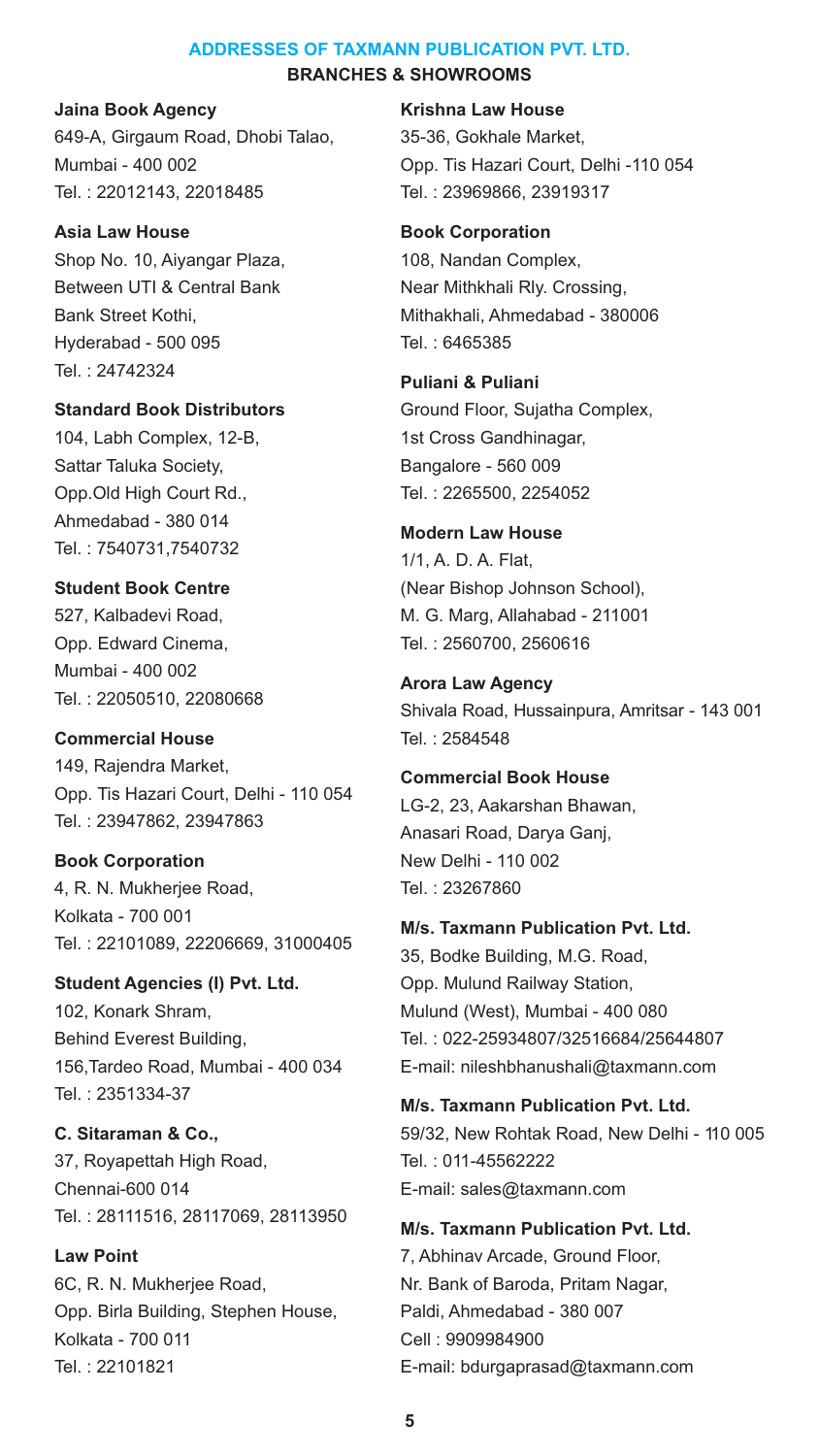## ADDRESSES OF TAXMANN PUBLICATION PVT. LTD.

### BRANCHES & SHOWROOMS

**Jaina Book Agency**
649-A, Girgaum Road, Dhobi Talao,
Mumbai - 400 002
Tel. : 22012143, 22018485

**Asia Law House**
Shop No. 10, Aiyangar Plaza,
Between UTI & Central Bank
Bank Street Kothi,
Hyderabad - 500 095
Tel. : 24742324

**Standard Book Distributors**
104, Labh Complex, 12-B,
Sattar Taluka Society,
Opp.Old High Court Rd.,
Ahmedabad - 380 014
Tel. : 7540731,7540732

**Student Book Centre**
527, Kalbadevi Road,
Opp. Edward Cinema,
Mumbai - 400 002
Tel. : 22050510, 22080668

**Commercial House**
149, Rajendra Market,
Opp. Tis Hazari Court, Delhi - 110 054
Tel. : 23947862, 23947863

**Book Corporation**
4, R. N. Mukherjee Road,
Kolkata - 700 001
Tel. : 22101089, 22206669, 31000405

**Student Agencies (I) Pvt. Ltd.**
102, Konark Shram,
Behind Everest Building,
156,Tardeo Road, Mumbai - 400 034
Tel. : 2351334-37

**C. Sitaraman & Co.,**
37, Royapettah High Road,
Chennai-600 014
Tel. : 28111516, 28117069, 28113950

**Law Point**
6C, R. N. Mukherjee Road,
Opp. Birla Building, Stephen House,
Kolkata - 700 011
Tel. : 22101821

**Krishna Law House**
35-36, Gokhale Market,
Opp. Tis Hazari Court, Delhi -110 054
Tel. : 23969866, 23919317

**Book Corporation**
108, Nandan Complex,
Near Mithkhali Rly. Crossing,
Mithakhali, Ahmedabad - 380006
Tel. : 6465385

**Puliani & Puliani**
Ground Floor, Sujatha Complex,
1st Cross Gandhinagar,
Bangalore - 560 009
Tel. : 2265500, 2254052

**Modern Law House**
1/1, A. D. A. Flat,
(Near Bishop Johnson School),
M. G. Marg, Allahabad - 211001
Tel. : 2560700, 2560616

**Arora Law Agency**
Shivala Road, Hussainpura, Amritsar - 143 001
Tel. : 2584548

**Commercial Book House**
LG-2, 23, Aakarshan Bhawan,
Anasari Road, Darya Ganj,
New Delhi - 110 002
Tel. : 23267860

**M/s. Taxmann Publication Pvt. Ltd.**
35, Bodke Building, M.G. Road,
Opp. Mulund Railway Station,
Mulund (West), Mumbai - 400 080
Tel. : 022-25934807/32516684/25644807
E-mail: nileshbhanushali@taxmann.com

**M/s. Taxmann Publication Pvt. Ltd.**
59/32, New Rohtak Road, New Delhi - 110 005
Tel. : 011-45562222
E-mail: sales@taxmann.com

**M/s. Taxmann Publication Pvt. Ltd.**
7, Abhinav Arcade, Ground Floor,
Nr. Bank of Baroda, Pritam Nagar,
Paldi, Ahmedabad - 380 007
Cell : 9909984900
E-mail: bdurgaprasad@taxmann.com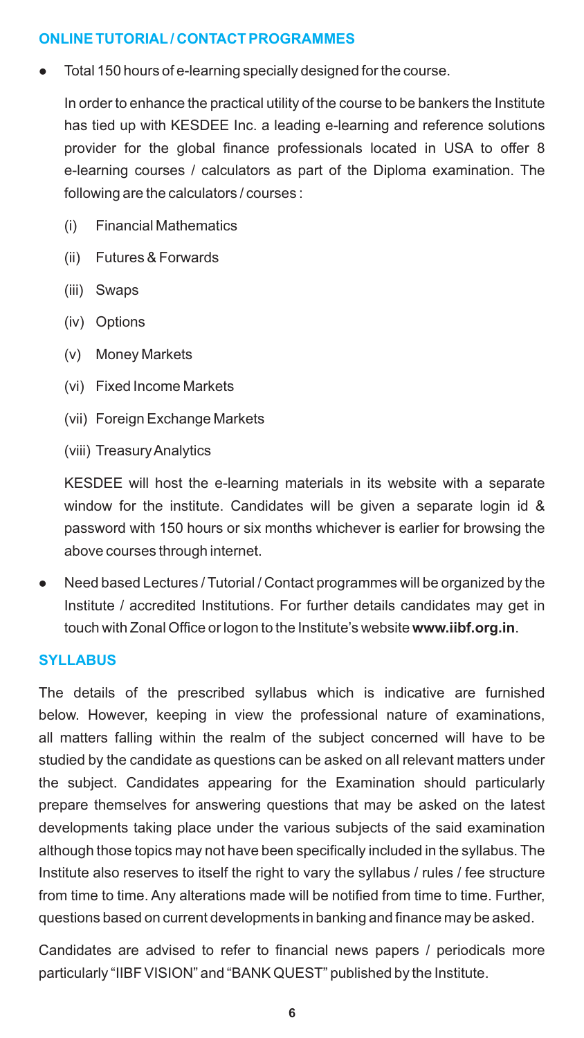## ONLINE TUTORIAL / CONTACT PROGRAMMES

- Total 150 hours of e-learning specially designed for the course.

  In order to enhance the practical utility of the course to be bankers the Institute has tied up with KESDEE Inc. a leading e-learning and reference solutions provider for the global finance professionals located in USA to offer 8 e-learning courses / calculators as part of the Diploma examination. The following are the calculators / courses :

  (i) Financial Mathematics

  (ii) Futures & Forwards

  (iii) Swaps

  (iv) Options

  (v) Money Markets

  (vi) Fixed Income Markets

  (vii) Foreign Exchange Markets

  (viii) Treasury Analytics

  KESDEE will host the e-learning materials in its website with a separate window for the institute. Candidates will be given a separate login id & password with 150 hours or six months whichever is earlier for browsing the above courses through internet.

- Need based Lectures / Tutorial / Contact programmes will be organized by the Institute / accredited Institutions. For further details candidates may get in touch with Zonal Office or logon to the Institute's website **www.iibf.org.in**.

## SYLLABUS

The details of the prescribed syllabus which is indicative are furnished below. However, keeping in view the professional nature of examinations, all matters falling within the realm of the subject concerned will have to be studied by the candidate as questions can be asked on all relevant matters under the subject. Candidates appearing for the Examination should particularly prepare themselves for answering questions that may be asked on the latest developments taking place under the various subjects of the said examination although those topics may not have been specifically included in the syllabus. The Institute also reserves to itself the right to vary the syllabus / rules / fee structure from time to time. Any alterations made will be notified from time to time. Further, questions based on current developments in banking and finance may be asked.

Candidates are advised to refer to financial news papers / periodicals more particularly "IIBF VISION" and "BANK QUEST" published by the Institute.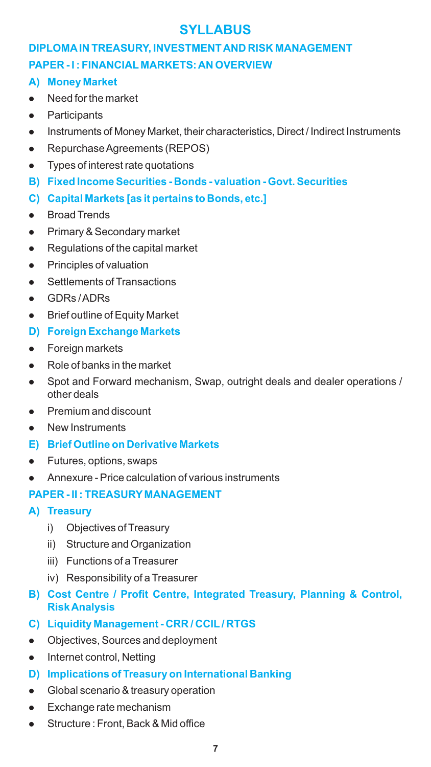# SYLLABUS

## DIPLOMA IN TREASURY, INVESTMENT AND RISK MANAGEMENT

## PAPER - I : FINANCIAL MARKETS: AN OVERVIEW

### A) Money Market

- Need for the market
- Participants
- Instruments of Money Market, their characteristics, Direct / Indirect Instruments
- Repurchase Agreements (REPOS)
- Types of interest rate quotations

### B) Fixed Income Securities - Bonds - valuation - Govt. Securities

### C) Capital Markets [as it pertains to Bonds, etc.]

- Broad Trends
- Primary & Secondary market
- Regulations of the capital market
- Principles of valuation
- Settlements of Transactions
- GDRs / ADRs
- Brief outline of Equity Market

### D) Foreign Exchange Markets

- Foreign markets
- Role of banks in the market
- Spot and Forward mechanism, Swap, outright deals and dealer operations / other deals
- Premium and discount
- New Instruments

### E) Brief Outline on Derivative Markets

- Futures, options, swaps
- Annexure - Price calculation of various instruments

## PAPER - II : TREASURY MANAGEMENT

### A) Treasury

i) Objectives of Treasury

ii) Structure and Organization

iii) Functions of a Treasurer

iv) Responsibility of a Treasurer

### B) Cost Centre / Profit Centre, Integrated Treasury, Planning & Control, Risk Analysis

### C) Liquidity Management - CRR / CCIL / RTGS

- Objectives, Sources and deployment
- Internet control, Netting

### D) Implications of Treasury on International Banking

- Global scenario & treasury operation
- Exchange rate mechanism
- Structure : Front, Back & Mid office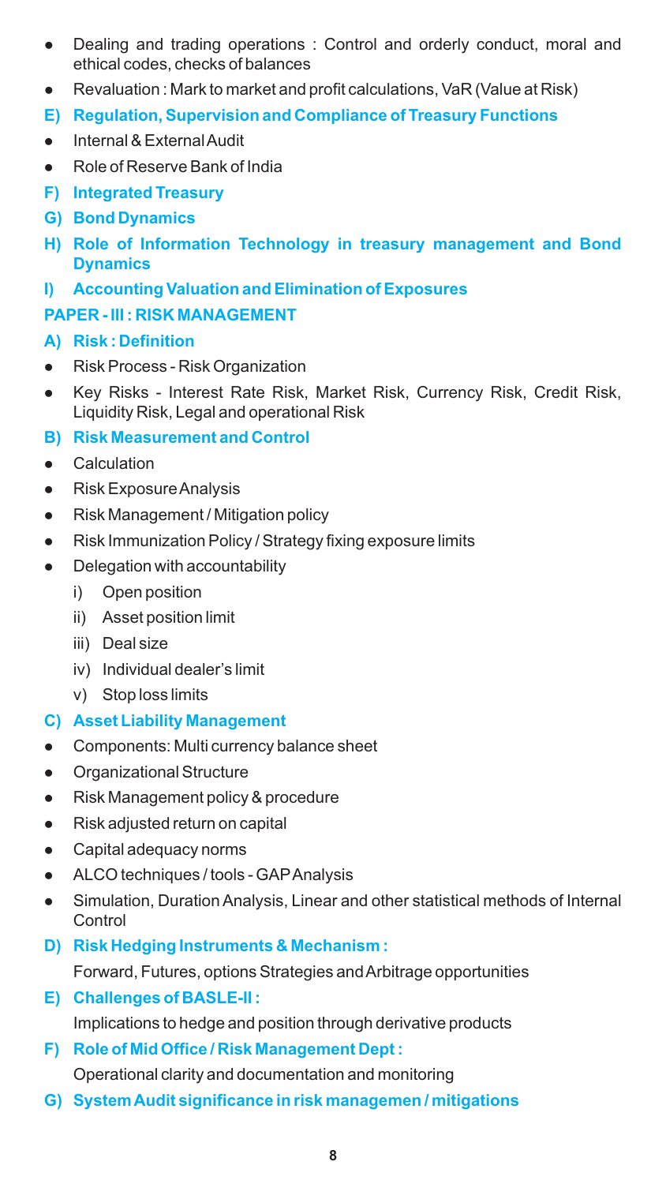- Dealing and trading operations : Control and orderly conduct, moral and ethical codes, checks of balances
- Revaluation : Mark to market and profit calculations, VaR (Value at Risk)

**E) Regulation, Supervision and Compliance of Treasury Functions**

- Internal & External Audit
- Role of Reserve Bank of India

**F) Integrated Treasury**

**G) Bond Dynamics**

**H) Role of Information Technology in treasury management and Bond Dynamics**

**I) Accounting Valuation and Elimination of Exposures**

## PAPER - III : RISK MANAGEMENT

**A) Risk : Definition**

- Risk Process - Risk Organization
- Key Risks - Interest Rate Risk, Market Risk, Currency Risk, Credit Risk, Liquidity Risk, Legal and operational Risk

**B) Risk Measurement and Control**

- Calculation
- Risk Exposure Analysis
- Risk Management / Mitigation policy
- Risk Immunization Policy / Strategy fixing exposure limits
- Delegation with accountability
  - i) Open position
  - ii) Asset position limit
  - iii) Deal size
  - iv) Individual dealer's limit
  - v) Stop loss limits

**C) Asset Liability Management**

- Components: Multi currency balance sheet
- Organizational Structure
- Risk Management policy & procedure
- Risk adjusted return on capital
- Capital adequacy norms
- ALCO techniques / tools - GAP Analysis
- Simulation, Duration Analysis, Linear and other statistical methods of Internal Control

**D) Risk Hedging Instruments & Mechanism :**

Forward, Futures, options Strategies and Arbitrage opportunities

**E) Challenges of BASLE-II :**

Implications to hedge and position through derivative products

**F) Role of Mid Office / Risk Management Dept :**

Operational clarity and documentation and monitoring

**G) System Audit significance in risk managemen / mitigations**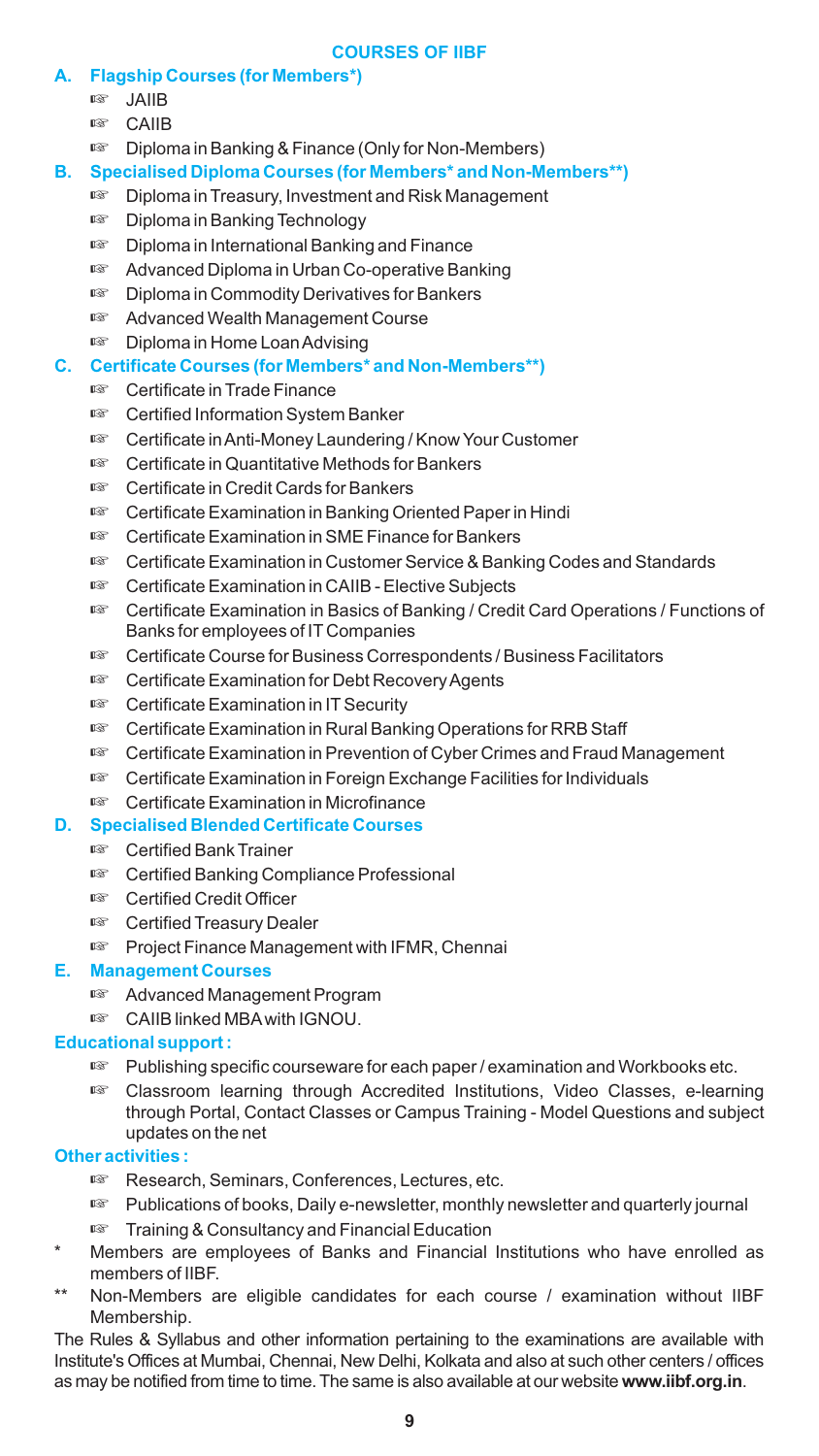# COURSES OF IIBF

## A. Flagship Courses (for Members*)

- JAIIB
- CAIIB
- Diploma in Banking & Finance (Only for Non-Members)

## B. Specialised Diploma Courses (for Members* and Non-Members**)

- Diploma in Treasury, Investment and Risk Management
- Diploma in Banking Technology
- Diploma in International Banking and Finance
- Advanced Diploma in Urban Co-operative Banking
- Diploma in Commodity Derivatives for Bankers
- Advanced Wealth Management Course
- Diploma in Home Loan Advising

## C. Certificate Courses (for Members* and Non-Members**)

- Certificate in Trade Finance
- Certified Information System Banker
- Certificate in Anti-Money Laundering / Know Your Customer
- Certificate in Quantitative Methods for Bankers
- Certificate in Credit Cards for Bankers
- Certificate Examination in Banking Oriented Paper in Hindi
- Certificate Examination in SME Finance for Bankers
- Certificate Examination in Customer Service & Banking Codes and Standards
- Certificate Examination in CAIIB - Elective Subjects
- Certificate Examination in Basics of Banking / Credit Card Operations / Functions of Banks for employees of IT Companies
- Certificate Course for Business Correspondents / Business Facilitators
- Certificate Examination for Debt Recovery Agents
- Certificate Examination in IT Security
- Certificate Examination in Rural Banking Operations for RRB Staff
- Certificate Examination in Prevention of Cyber Crimes and Fraud Management
- Certificate Examination in Foreign Exchange Facilities for Individuals
- Certificate Examination in Microfinance

## D. Specialised Blended Certificate Courses

- Certified Bank Trainer
- Certified Banking Compliance Professional
- Certified Credit Officer
- Certified Treasury Dealer
- Project Finance Management with IFMR, Chennai

## E. Management Courses

- Advanced Management Program
- CAIIB linked MBA with IGNOU.

### Educational support :

- Publishing specific courseware for each paper / examination and Workbooks etc.
- Classroom learning through Accredited Institutions, Video Classes, e-learning through Portal, Contact Classes or Campus Training - Model Questions and subject updates on the net

### Other activities :

- Research, Seminars, Conferences, Lectures, etc.
- Publications of books, Daily e-newsletter, monthly newsletter and quarterly journal
- Training & Consultancy and Financial Education

\* Members are employees of Banks and Financial Institutions who have enrolled as members of IIBF.

** Non-Members are eligible candidates for each course / examination without IIBF Membership.

The Rules & Syllabus and other information pertaining to the examinations are available with Institute's Offices at Mumbai, Chennai, New Delhi, Kolkata and also at such other centers / offices as may be notified from time to time. The same is also available at our website **www.iibf.org.in**.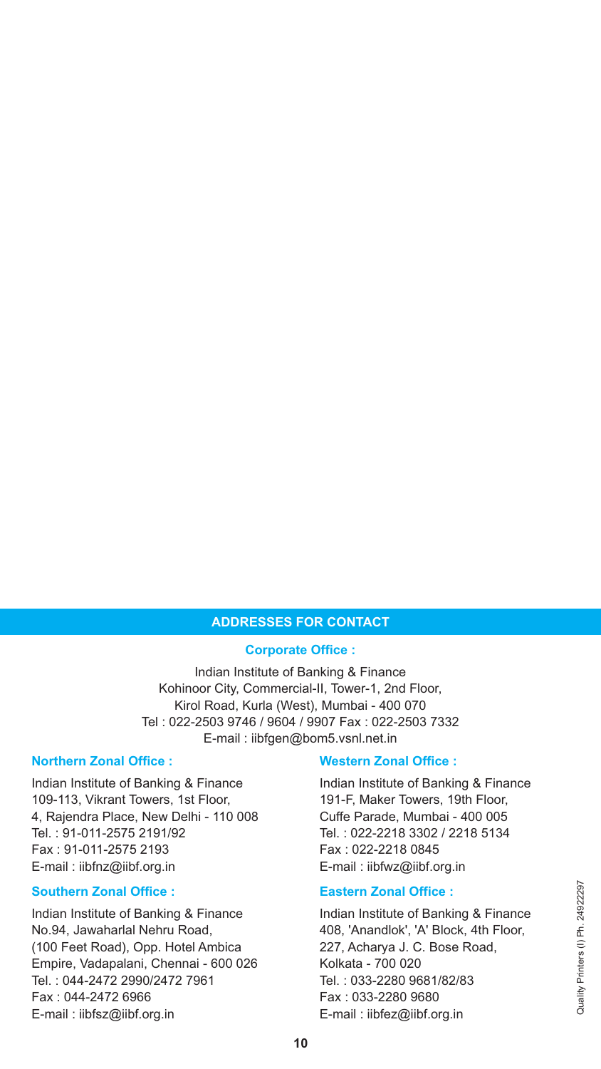## ADDRESSES FOR CONTACT

### Corporate Office :

Indian Institute of Banking & Finance
Kohinoor City, Commercial-II, Tower-1, 2nd Floor,
Kirol Road, Kurla (West), Mumbai - 400 070
Tel : 022-2503 9746 / 9604 / 9907 Fax : 022-2503 7332
E-mail : iibfgen@bom5.vsnl.net.in

### Northern Zonal Office :

Indian Institute of Banking & Finance
109-113, Vikrant Towers, 1st Floor,
4, Rajendra Place, New Delhi - 110 008
Tel. : 91-011-2575 2191/92
Fax : 91-011-2575 2193
E-mail : iibfnz@iibf.org.in

### Southern Zonal Office :

Indian Institute of Banking & Finance
No.94, Jawaharlal Nehru Road,
(100 Feet Road), Opp. Hotel Ambica
Empire, Vadapalani, Chennai - 600 026
Tel. : 044-2472 2990/2472 7961
Fax : 044-2472 6966
E-mail : iibfsz@iibf.org.in

### Western Zonal Office :

Indian Institute of Banking & Finance
191-F, Maker Towers, 19th Floor,
Cuffe Parade, Mumbai - 400 005
Tel. : 022-2218 3302 / 2218 5134
Fax : 022-2218 0845
E-mail : iibfwz@iibf.org.in

### Eastern Zonal Office :

Indian Institute of Banking & Finance
408, 'Anandlok', 'A' Block, 4th Floor,
227, Acharya J. C. Bose Road,
Kolkata - 700 020
Tel. : 033-2280 9681/82/83
Fax : 033-2280 9680
E-mail : iibfez@iibf.org.in

Quality Printers (I) Ph. 24922297